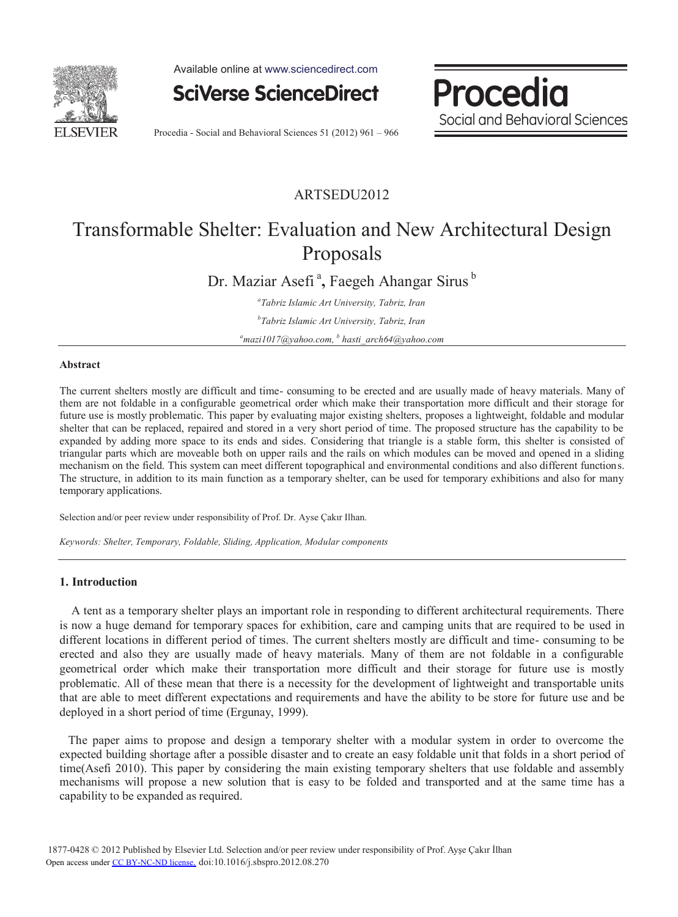ARTSEDU2012

# Transformable Shelter: Evaluation and New Architectural Design Proposals

Dr. Maziar Asefi [a], Faegeh Ahangar Sirus [b]

[a]*Tabriz Islamic Art University, Tabriz, Iran*

[b]*Tabriz Islamic Art University, Tabriz, Iran*

[a]*mazi1017@yahoo.com*, [b] *hasti_arch64@yahoo.com*

## Abstract

The current shelters mostly are difficult and time- consuming to be erected and are usually made of heavy materials. Many of them are not foldable in a configurable geometrical order which make their transportation more difficult and their storage for future use is mostly problematic. This paper by evaluating major existing shelters, proposes a lightweight, foldable and modular shelter that can be replaced, repaired and stored in a very short period of time. The proposed structure has the capability to be expanded by adding more space to its ends and sides. Considering that triangle is a stable form, this shelter is consisted of triangular parts which are moveable both on upper rails and the rails on which modules can be moved and opened in a sliding mechanism on the field. This system can meet different topographical and environmental conditions and also different functions. The structure, in addition to its main function as a temporary shelter, can be used for temporary exhibitions and also for many temporary applications.

Selection and/or peer review under responsibility of Prof. Dr. Ayse Çakır Ilhan.

*Keywords: Shelter, Temporary, Foldable, Sliding, Application, Modular components*

## 1. Introduction

A tent as a temporary shelter plays an important role in responding to different architectural requirements. There is now a huge demand for temporary spaces for exhibition, care and camping units that are required to be used in different locations in different period of times. The current shelters mostly are difficult and time- consuming to be erected and also they are usually made of heavy materials. Many of them are not foldable in a configurable geometrical order which make their transportation more difficult and their storage for future use is mostly problematic. All of these mean that there is a necessity for the development of lightweight and transportable units that are able to meet different expectations and requirements and have the ability to be store for future use and be deployed in a short period of time (Ergunay, 1999).

The paper aims to propose and design a temporary shelter with a modular system in order to overcome the expected building shortage after a possible disaster and to create an easy foldable unit that folds in a short period of time(Asefi 2010). This paper by considering the main existing temporary shelters that use foldable and assembly mechanisms will propose a new solution that is easy to be folded and transported and at the same time has a capability to be expanded as required.

1877-0428 © 2012 Published by Elsevier Ltd. Selection and/or peer review under responsibility of Prof. Ayşe Çakır İlhan
Open access under CC BY-NC-ND license. doi:10.1016/j.sbspro.2012.08.270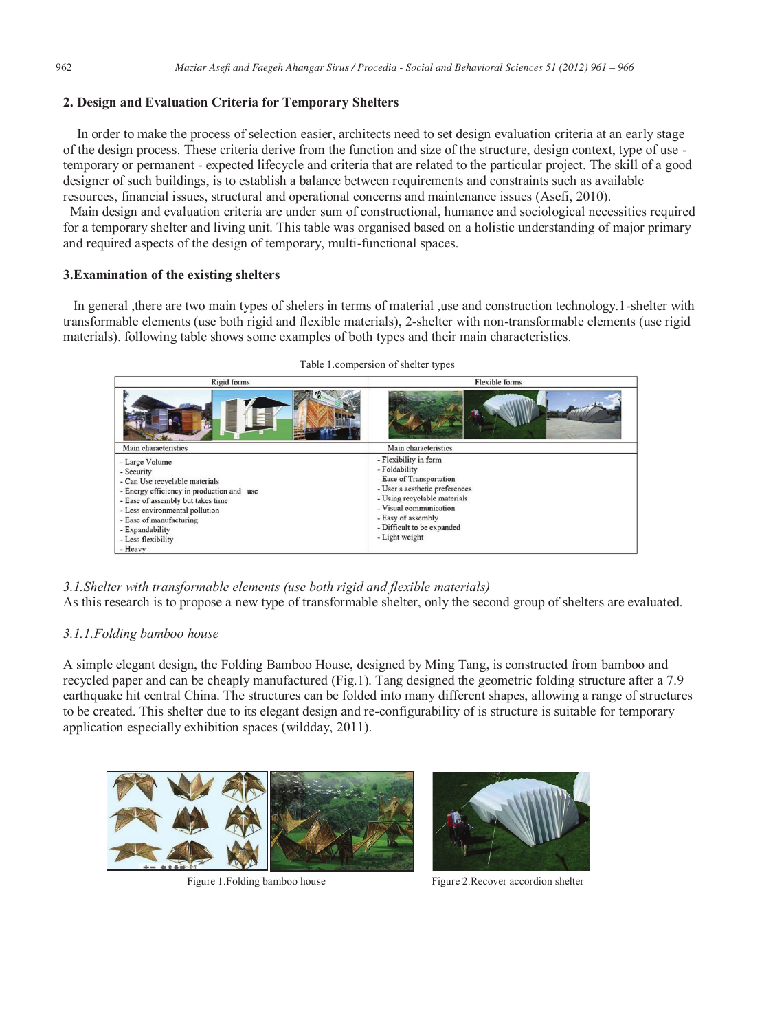## 2. Design and Evaluation Criteria for Temporary Shelters

In order to make the process of selection easier, architects need to set design evaluation criteria at an early stage of the design process. These criteria derive from the function and size of the structure, design context, type of use - temporary or permanent - expected lifecycle and criteria that are related to the particular project. The skill of a good designer of such buildings, is to establish a balance between requirements and constraints such as available resources, financial issues, structural and operational concerns and maintenance issues (Asefi, 2010).

Main design and evaluation criteria are under sum of constructional, humance and sociological necessities required for a temporary shelter and living unit. This table was organised based on a holistic understanding of major primary and required aspects of the design of temporary, multi-functional spaces.

## 3.Examination of the existing shelters

In general ,there are two main types of shelers in terms of material ,use and construction technology.1-shelter with transformable elements (use both rigid and flexible materials), 2-shelter with non-transformable elements (use rigid materials). following table shows some examples of both types and their main characteristics.

Table 1.compersion of shelter types

| Rigid forms | Flexible forms |
|---|---|
| Main characteristics | Main characteristics |
| - Large Volume<br>- Security<br>- Can Use recyclable materials<br>- Energy efficiency in production and use<br>- Ease of assembly but takes time<br>- Less environmental pollution<br>- Ease of manufacturing<br>- Expandability<br>- Less flexibility<br>- Heavy | - Flexibility in form<br>- Foldability<br>- Ease of Transportation<br>- User s aesthetic preferences<br>- Using recyclable materials<br>- Visual communication<br>- Easy of assembly<br>- Difficult to be expanded<br>- Light weight |

*3.1.Shelter with transformable elements (use both rigid and flexible materials)*

As this research is to propose a new type of transformable shelter, only the second group of shelters are evaluated.

*3.1.1.Folding bamboo house*

A simple elegant design, the Folding Bamboo House, designed by Ming Tang, is constructed from bamboo and recycled paper and can be cheaply manufactured (Fig.1). Tang designed the geometric folding structure after a 7.9 earthquake hit central China. The structures can be folded into many different shapes, allowing a range of structures to be created. This shelter due to its elegant design and re-configurability of is structure is suitable for temporary application especially exhibition spaces (wildday, 2011).

Figure 1.Folding bamboo house

Figure 2.Recover accordion shelter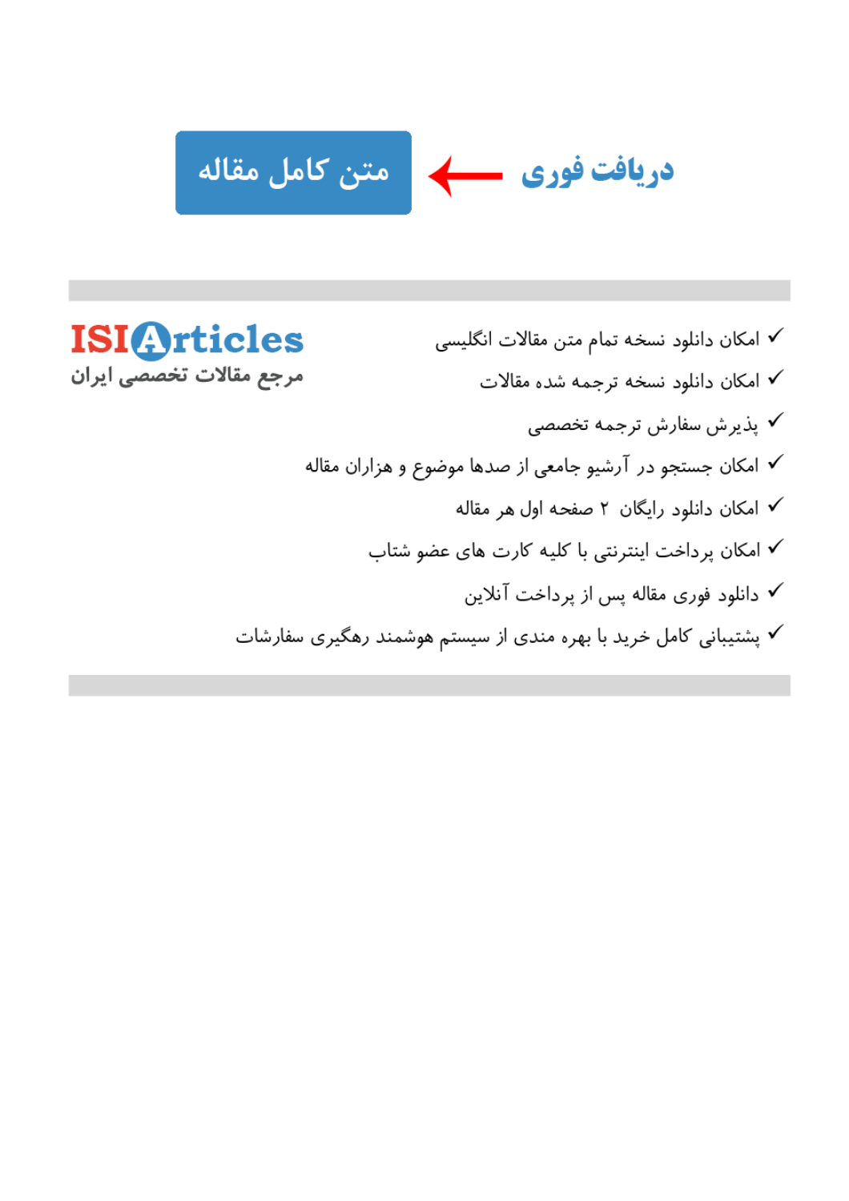دریافت فوری ← متن کامل مقاله

**ISIArticles**

مرجع مقالات تخصصی ایران

- ✓ امکان دانلود نسخه تمام متن مقالات انگلیسی
- ✓ امکان دانلود نسخه ترجمه شده مقالات
- ✓ پذیرش سفارش ترجمه تخصصی
- ✓ امکان جستجو در آرشیو جامعی از صدها موضوع و هزاران مقاله
- ✓ امکان دانلود رایگان ۲ صفحه اول هر مقاله
- ✓ امکان پرداخت اینترنتی با کلیه کارت های عضو شتاب
- ✓ دانلود فوری مقاله پس از پرداخت آنلاین
- ✓ پشتیبانی کامل خرید با بهره مندی از سیستم هوشمند رهگیری سفارشات